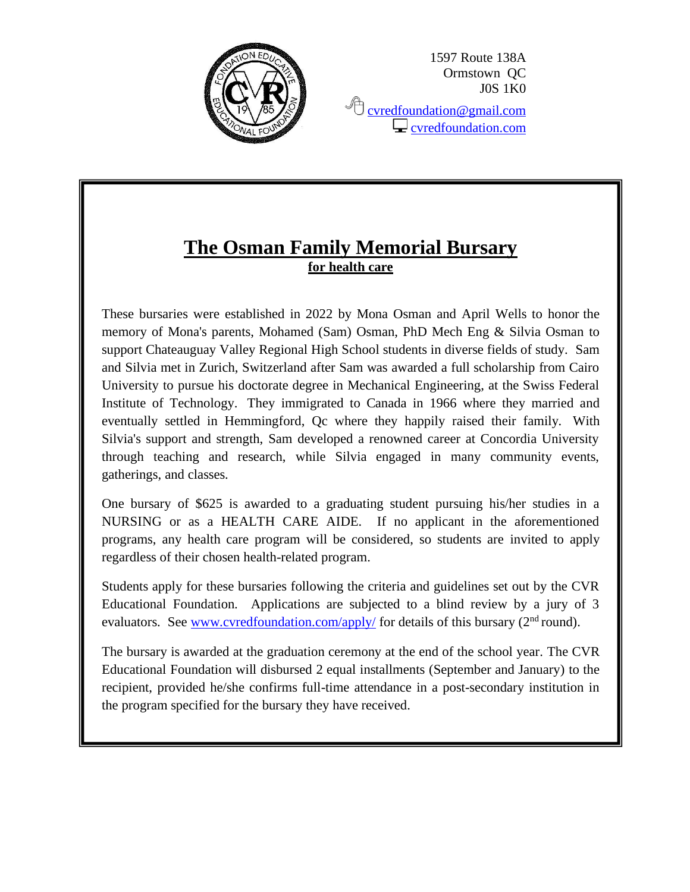1597 Route 138A
Ormstown QC
J0S 1K0

cvredfoundation@gmail.com
cvredfoundation.com

# The Osman Family Memorial Bursary

**for health care**

These bursaries were established in 2022 by Mona Osman and April Wells to honor the memory of Mona's parents, Mohamed (Sam) Osman, PhD Mech Eng & Silvia Osman to support Chateauguay Valley Regional High School students in diverse fields of study. Sam and Silvia met in Zurich, Switzerland after Sam was awarded a full scholarship from Cairo University to pursue his doctorate degree in Mechanical Engineering, at the Swiss Federal Institute of Technology. They immigrated to Canada in 1966 where they married and eventually settled in Hemmingford, Qc where they happily raised their family. With Silvia's support and strength, Sam developed a renowned career at Concordia University through teaching and research, while Silvia engaged in many community events, gatherings, and classes.

One bursary of $625 is awarded to a graduating student pursuing his/her studies in a NURSING or as a HEALTH CARE AIDE. If no applicant in the aforementioned programs, any health care program will be considered, so students are invited to apply regardless of their chosen health-related program.

Students apply for these bursaries following the criteria and guidelines set out by the CVR Educational Foundation. Applications are subjected to a blind review by a jury of 3 evaluators. See www.cvredfoundation.com/apply/ for details of this bursary (2nd round).

The bursary is awarded at the graduation ceremony at the end of the school year. The CVR Educational Foundation will disbursed 2 equal installments (September and January) to the recipient, provided he/she confirms full-time attendance in a post-secondary institution in the program specified for the bursary they have received.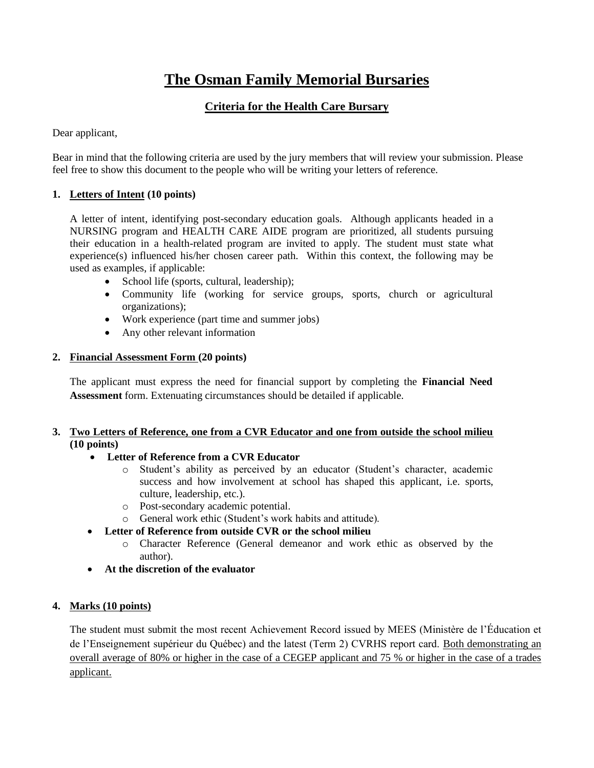# The Osman Family Memorial Bursaries

## Criteria for the Health Care Bursary

Dear applicant,

Bear in mind that the following criteria are used by the jury members that will review your submission. Please feel free to show this document to the people who will be writing your letters of reference.

1. **Letters of Intent (10 points)**

   A letter of intent, identifying post-secondary education goals. Although applicants headed in a NURSING program and HEALTH CARE AIDE program are prioritized, all students pursuing their education in a health-related program are invited to apply. The student must state what experience(s) influenced his/her chosen career path. Within this context, the following may be used as examples, if applicable:

   - School life (sports, cultural, leadership);
   - Community life (working for service groups, sports, church or agricultural organizations);
   - Work experience (part time and summer jobs)
   - Any other relevant information

2. **Financial Assessment Form (20 points)**

   The applicant must express the need for financial support by completing the **Financial Need Assessment** form. Extenuating circumstances should be detailed if applicable.

3. **Two Letters of Reference, one from a CVR Educator and one from outside the school milieu (10 points)**

   - **Letter of Reference from a CVR Educator**
     - Student's ability as perceived by an educator (Student's character, academic success and how involvement at school has shaped this applicant, i.e. sports, culture, leadership, etc.).
     - Post-secondary academic potential.
     - General work ethic (Student's work habits and attitude).
   - **Letter of Reference from outside CVR or the school milieu**
     - Character Reference (General demeanor and work ethic as observed by the author).
   - **At the discretion of the evaluator**

4. **Marks (10 points)**

   The student must submit the most recent Achievement Record issued by MEES (Ministère de l'Éducation et de l'Enseignement supérieur du Québec) and the latest (Term 2) CVRHS report card. Both demonstrating an overall average of 80% or higher in the case of a CEGEP applicant and 75 % or higher in the case of a trades applicant.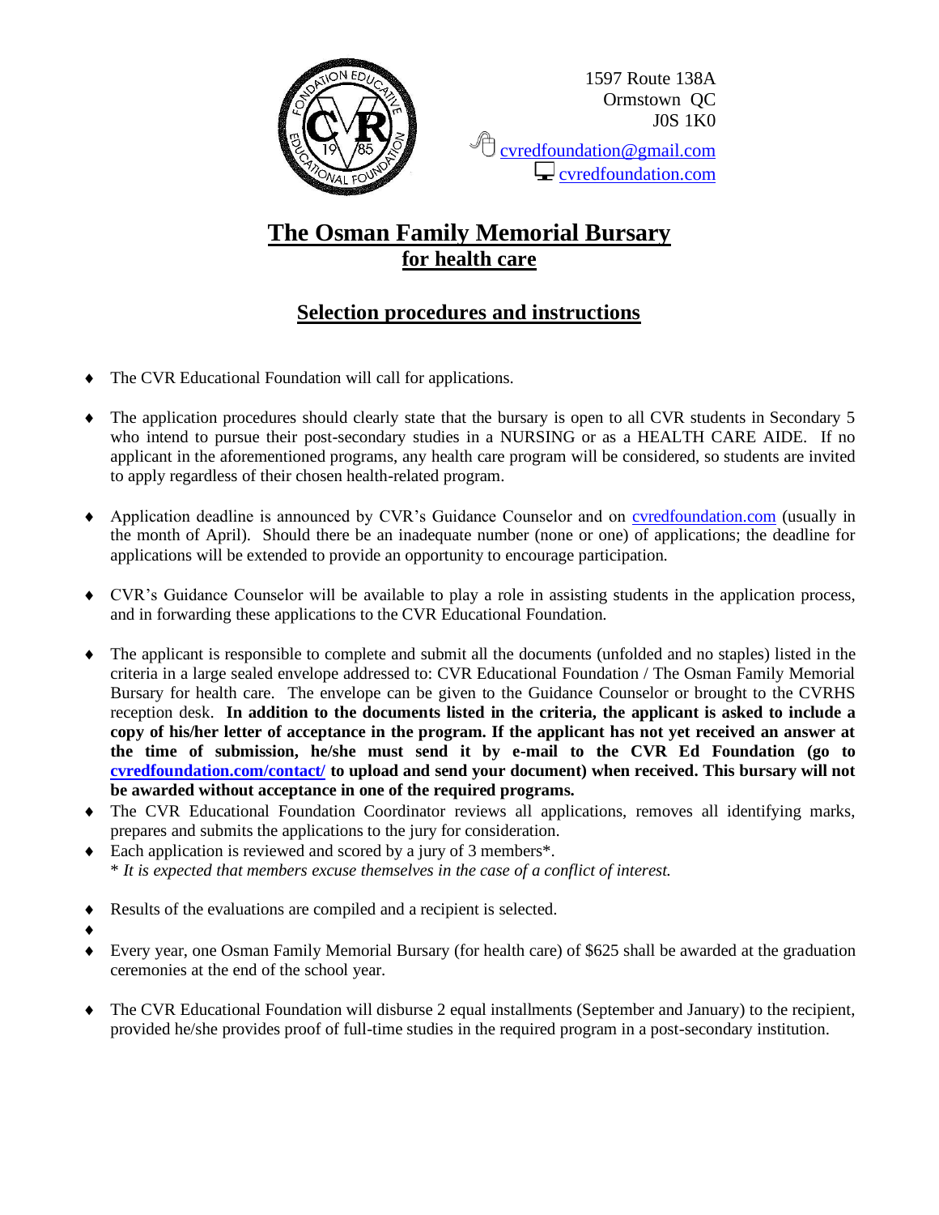1597 Route 138A
Ormstown QC
J0S 1K0

cvredfoundation@gmail.com
cvredfoundation.com

# The Osman Family Memorial Bursary
## for health care

## Selection procedures and instructions

- The CVR Educational Foundation will call for applications.

- The application procedures should clearly state that the bursary is open to all CVR students in Secondary 5 who intend to pursue their post-secondary studies in a NURSING or as a HEALTH CARE AIDE. If no applicant in the aforementioned programs, any health care program will be considered, so students are invited to apply regardless of their chosen health-related program.

- Application deadline is announced by CVR's Guidance Counselor and on cvredfoundation.com (usually in the month of April). Should there be an inadequate number (none or one) of applications; the deadline for applications will be extended to provide an opportunity to encourage participation.

- CVR's Guidance Counselor will be available to play a role in assisting students in the application process, and in forwarding these applications to the CVR Educational Foundation.

- The applicant is responsible to complete and submit all the documents (unfolded and no staples) listed in the criteria in a large sealed envelope addressed to: CVR Educational Foundation / The Osman Family Memorial Bursary for health care. The envelope can be given to the Guidance Counselor or brought to the CVRHS reception desk. **In addition to the documents listed in the criteria, the applicant is asked to include a copy of his/her letter of acceptance in the program. If the applicant has not yet received an answer at the time of submission, he/she must send it by e-mail to the CVR Ed Foundation (go to cvredfoundation.com/contact/ to upload and send your document) when received. This bursary will not be awarded without acceptance in one of the required programs.**
- The CVR Educational Foundation Coordinator reviews all applications, removes all identifying marks, prepares and submits the applications to the jury for consideration.
- Each application is reviewed and scored by a jury of 3 members*.
  \* *It is expected that members excuse themselves in the case of a conflict of interest.*

- Results of the evaluations are compiled and a recipient is selected.
- 
- Every year, one Osman Family Memorial Bursary (for health care) of $625 shall be awarded at the graduation ceremonies at the end of the school year.

- The CVR Educational Foundation will disburse 2 equal installments (September and January) to the recipient, provided he/she provides proof of full-time studies in the required program in a post-secondary institution.